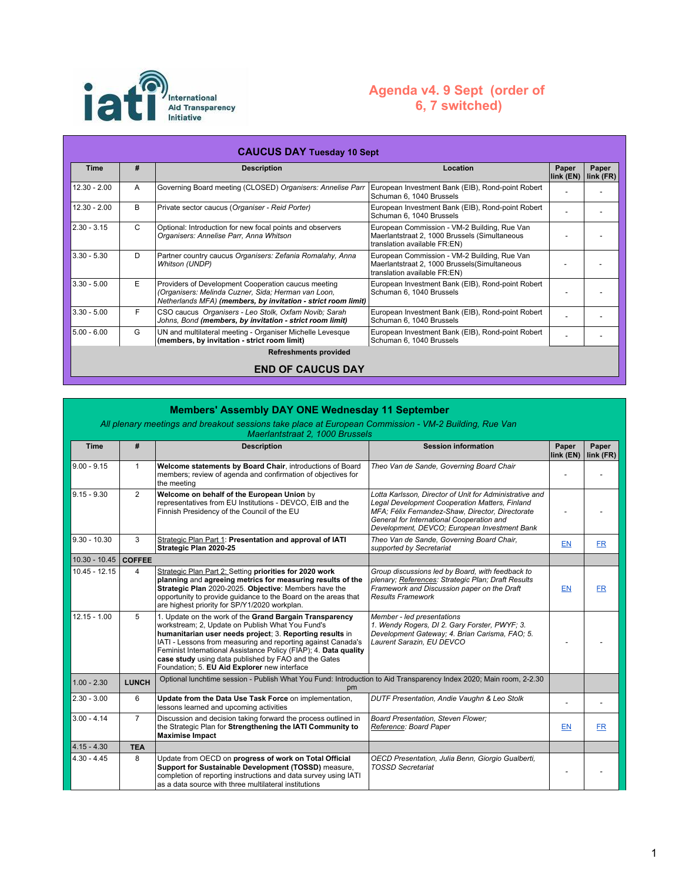International Aid Transparency Initiative

# Agenda v4. 9 Sept (order of 6, 7 switched)

## CAUCUS DAY Tuesday 10 Sept

| Time | # | Description | Location | Paper link (EN) | Paper link (FR) |
|---|---|---|---|---|---|
| 12.30 - 2.00 | A | Governing Board meeting (CLOSED) *Organisers: Annelise Parr* | European Investment Bank (EIB), Rond-point Robert Schuman 6, 1040 Brussels | - | - |
| 12.30 - 2.00 | B | Private sector caucus (*Organiser - Reid Porter)* | European Investment Bank (EIB), Rond-point Robert Schuman 6, 1040 Brussels | - | - |
| 2.30 - 3.15 | C | Optional: Introduction for new focal points and observers *Organisers: Annelise Parr, Anna Whitson* | European Commission - VM-2 Building, Rue Van Maerlantstraat 2, 1000 Brussels (Simultaneous translation available FR:EN) | - | - |
| 3.30 - 5.30 | D | Partner country caucus *Organisers: Zefania Romalahy, Anna Whitson (UNDP)* | European Commission - VM-2 Building, Rue Van Maerlantstraat 2, 1000 Brussels(Simultaneous translation available FR:EN) | - | - |
| 3.30 - 5.00 | E | Providers of Development Cooperation caucus meeting *(Organisers: Melinda Cuzner, Sida; Herman van Loon, Netherlands MFA)* ***(members, by invitation - strict room limit)*** | European Investment Bank (EIB), Rond-point Robert Schuman 6, 1040 Brussels | - | - |
| 3.30 - 5.00 | F | CSO caucus *Organisers - Leo Stolk, Oxfam Novib; Sarah Johns, Bond* ***(members, by invitation - strict room limit)*** | European Investment Bank (EIB), Rond-point Robert Schuman 6, 1040 Brussels | - | - |
| 5.00 - 6.00 | G | UN and multilateral meeting - Organiser Michelle Levesque **(members, by invitation - strict room limit)** | European Investment Bank (EIB), Rond-point Robert Schuman 6, 1040 Brussels | - | - |
| | | **Refreshments provided** | | | |
| | | **END OF CAUCUS DAY** | | | |

## Members' Assembly DAY ONE Wednesday 11 September

*All plenary meetings and breakout sessions take place at European Commission - VM-2 Building, Rue Van Maerlantstraat 2, 1000 Brussels*

| Time | # | Description | Session information | Paper link (EN) | Paper link (FR) |
|---|---|---|---|---|---|
| 9.00 - 9.15 | 1 | **Welcome statements by Board Chair**, introductions of Board members; review of agenda and confirmation of objectives for the meeting | *Theo Van de Sande, Governing Board Chair* | - | - |
| 9.15 - 9.30 | 2 | **Welcome on behalf of the European Union** by representatives from EU Institutions - DEVCO, EIB and the Finnish Presidency of the Council of the EU | *Lotta Karlsson, Director of Unit for Administrative and Legal Development Cooperation Matters, Finland MFA; Félix Fernandez-Shaw, Director, Directorate General for International Cooperation and Development, DEVCO; European Investment Bank* | - | - |
| 9.30 - 10.30 | 3 | Strategic Plan Part 1: **Presentation and approval of IATI Strategic Plan 2020-25** | *Theo Van de Sande, Governing Board Chair, supported by Secretariat* | EN | FR |
| 10.30 - 10.45 | **COFFEE** | | | | |
| 10.45 - 12.15 | 4 | Strategic Plan Part 2: Setting **priorities for 2020 work planning** and **agreeing metrics for measuring results of the Strategic Plan** 2020-2025. **Objective**: Members have the opportunity to provide guidance to the Board on the areas that are highest priority for SP/Y1/2020 workplan. | *Group discussions led by Board, with feedback to plenary; References: Strategic Plan; Draft Results Framework and Discussion paper on the Draft Results Framework* | EN | FR |
| 12.15 - 1.00 | 5 | 1. Update on the work of the **Grand Bargain Transparency** workstream; 2, Update on Publish What You Fund's **humanitarian user needs project**; 3. **Reporting results** in IATI - Lessons from measuring and reporting against Canada's Feminist International Assistance Policy (FIAP); 4. **Data quality case study** using data published by FAO and the Gates Foundation; 5. **EU Aid Explorer** new interface | *Member - led presentations 1. Wendy Rogers, DI 2. Gary Forster, PWYF; 3. Development Gateway; 4. Brian Carisma, FAO; 5. Laurent Sarazin, EU DEVCO* | - | - |
| 1.00 - 2.30 | **LUNCH** | Optional lunchtime session - Publish What You Fund: Introduction to Aid Transparency Index 2020; Main room, 2-2.30 pm | | | |
| 2.30 - 3.00 | 6 | **Update from the Data Use Task Force** on implementation, lessons learned and upcoming activities | *DUTF Presentation, Andie Vaughn & Leo Stolk* | - | - |
| 3.00 - 4.14 | 7 | Discussion and decision taking forward the process outlined in the Strategic Plan for **Strengthening the IATI Community to Maximise Impact** | *Board Presentation, Steven Flower; Reference: Board Paper* | EN | FR |
| 4.15 - 4.30 | **TEA** | | | | |
| 4.30 - 4.45 | 8 | Update from OECD on **progress of work on Total Official Support for Sustainable Development (TOSSD)** measure, completion of reporting instructions and data survey using IATI as a data source with three multilateral institutions | *OECD Presentation, Julia Benn, Giorgio Gualberti, TOSSD Secretariat* | - | - |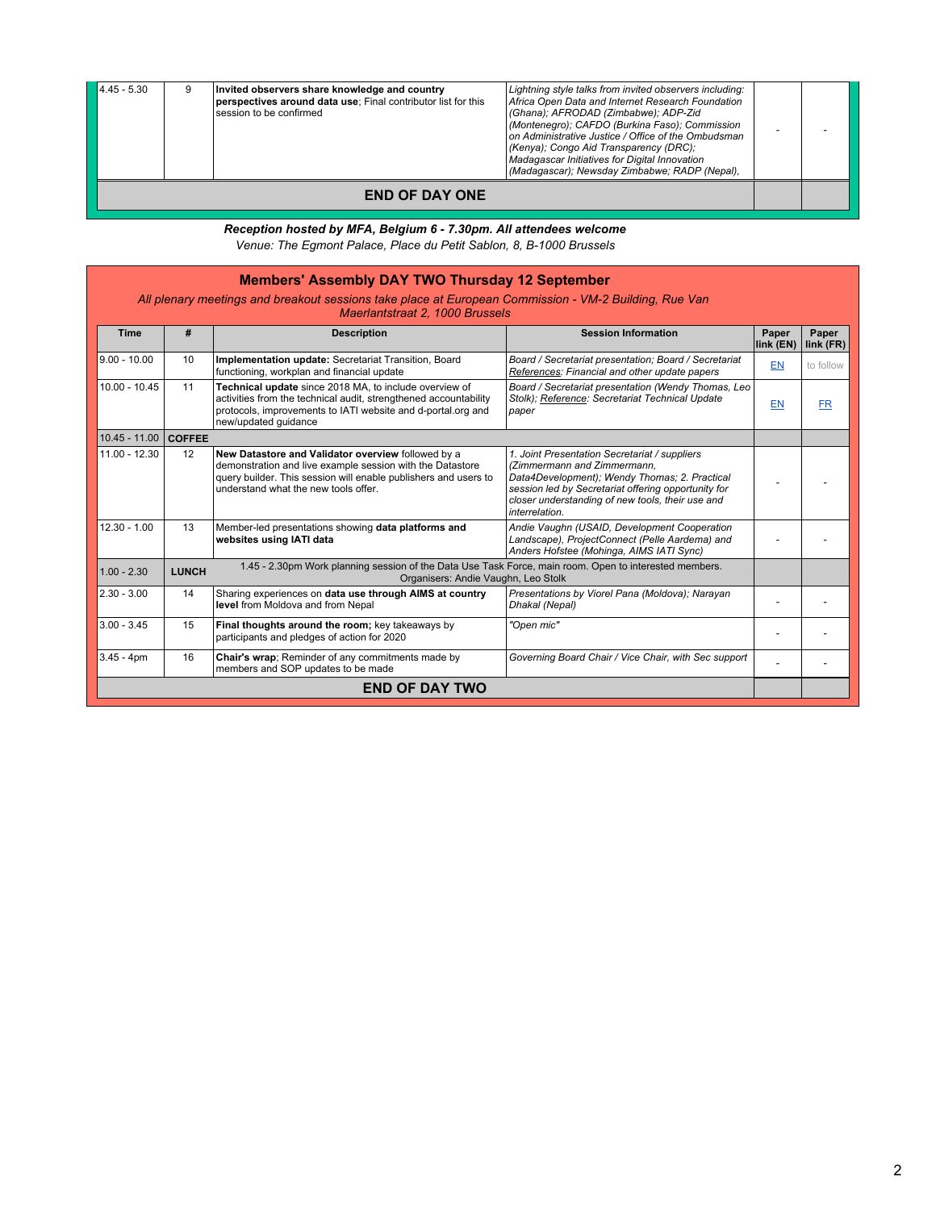| | | | | | |
|---|---|---|---|---|---|
| 4.45 - 5.30 | 9 | **Invited observers share knowledge and country perspectives around data use**; Final contributor list for this session to be confirmed | *Lightning style talks from invited observers including: Africa Open Data and Internet Research Foundation (Ghana); AFRODAD (Zimbabwe); ADP-Zid (Montenegro); CAFDO (Burkina Faso); Commission on Administrative Justice / Office of the Ombudsman (Kenya); Congo Aid Transparency (DRC); Madagascar Initiatives for Digital Innovation (Madagascar); Newsday Zimbabwe; RADP (Nepal),* | - | - |
| **END OF DAY ONE** | | | | | |

***Reception hosted by MFA, Belgium 6 - 7.30pm. All attendees welcome***

*Venue: The Egmont Palace, Place du Petit Sablon, 8, B-1000 Brussels*

## Members' Assembly DAY TWO Thursday 12 September

*All plenary meetings and breakout sessions take place at European Commission - VM-2 Building, Rue Van Maerlantstraat 2, 1000 Brussels*

| Time | # | Description | Session Information | Paper link (EN) | Paper link (FR) |
|---|---|---|---|---|---|
| 9.00 - 10.00 | 10 | **Implementation update:** Secretariat Transition, Board functioning, workplan and financial update | *Board / Secretariat presentation; Board / Secretariat References: Financial and other update papers* | EN | to follow |
| 10.00 - 10.45 | 11 | **Technical update** since 2018 MA, to include overview of activities from the technical audit, strengthened accountability protocols, improvements to IATI website and d-portal.org and new/updated guidance | *Board / Secretariat presentation (Wendy Thomas, Leo Stolk); Reference: Secretariat Technical Update paper* | EN | FR |
| 10.45 - 11.00 | **COFFEE** | | | | |
| 11.00 - 12.30 | 12 | **New Datastore and Validator overview** followed by a demonstration and live example session with the Datastore query builder. This session will enable publishers and users to understand what the new tools offer. | *1. Joint Presentation Secretariat / suppliers (Zimmermann and Zimmermann, Data4Development); Wendy Thomas; 2. Practical session led by Secretariat offering opportunity for closer understanding of new tools, their use and interrelation.* | - | - |
| 12.30 - 1.00 | 13 | Member-led presentations showing **data platforms and websites using IATI data** | *Andie Vaughn (USAID, Development Cooperation Landscape), ProjectConnect (Pelle Aardema) and Anders Hofstee (Mohinga, AIMS IATI Sync)* | - | - |
| 1.00 - 2.30 | **LUNCH** | 1.45 - 2.30pm Work planning session of the Data Use Task Force, main room. Open to interested members. Organisers: Andie Vaughn, Leo Stolk | | | |
| 2.30 - 3.00 | 14 | Sharing experiences on **data use through AIMS at country level** from Moldova and from Nepal | *Presentations by Viorel Pana (Moldova); Narayan Dhakal (Nepal)* | - | - |
| 3.00 - 3.45 | 15 | **Final thoughts around the room;** key takeaways by participants and pledges of action for 2020 | *"Open mic"* | - | - |
| 3.45 - 4pm | 16 | **Chair's wrap**; Reminder of any commitments made by members and SOP updates to be made | *Governing Board Chair / Vice Chair, with Sec support* | - | - |
| **END OF DAY TWO** | | | | | |